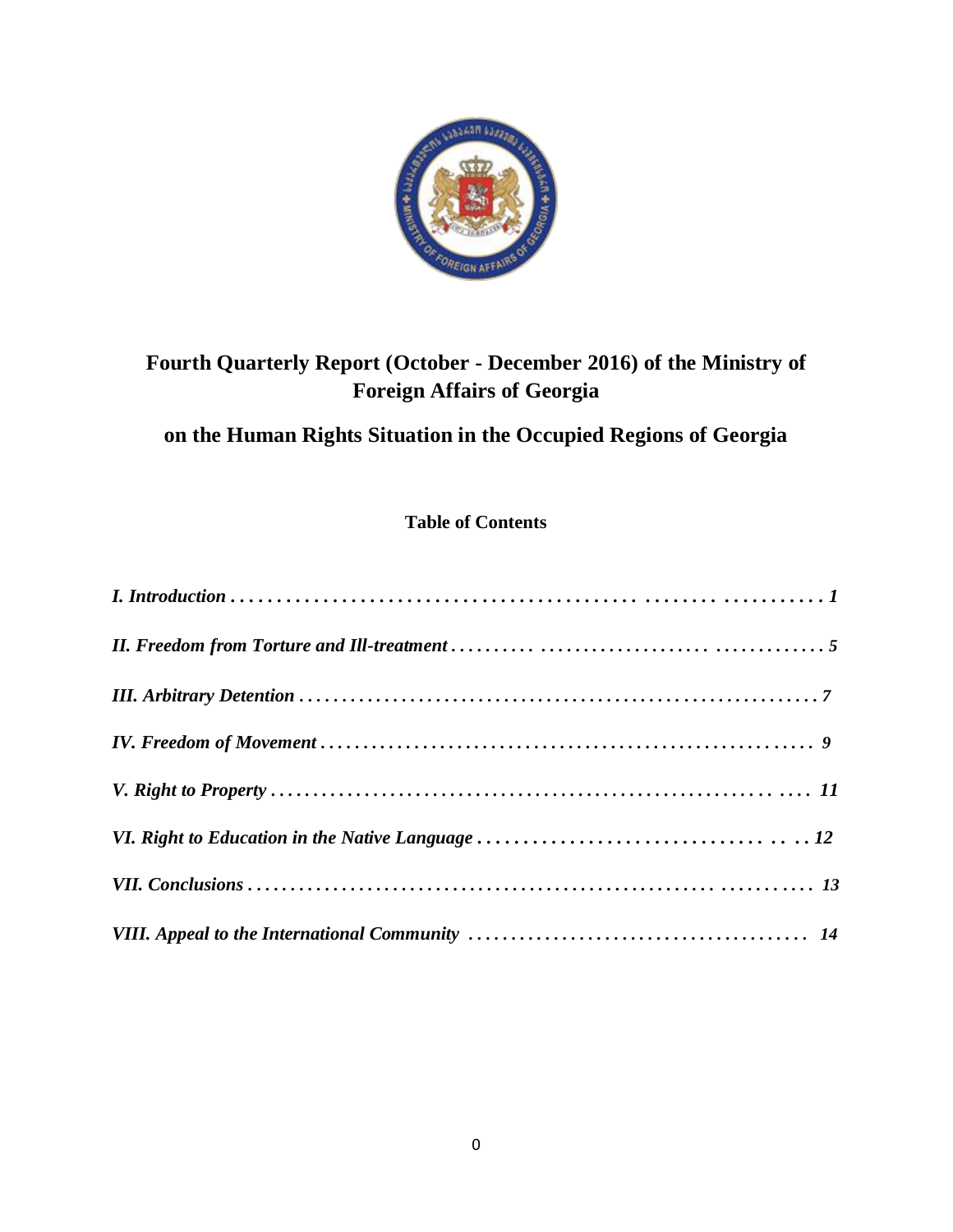# Fourth Quarterly Report (October - December 2016) of the Ministry of Foreign Affairs of Georgia

## on the Human Rights Situation in the Occupied Regions of Georgia

**Table of Contents**

***I. Introduction . . . . . . . . . . . . . . . . . . . . . . . . . . . . . . . . . . . . . . . . . . . . . . . . . . . . . . . . . . . . 1***

***II. Freedom from Torture and Ill-treatment . . . . . . . . . . . . . . . . . . . . . . . . . . . . . . . . . . . . . . . . . . 5***

***III. Arbitrary Detention . . . . . . . . . . . . . . . . . . . . . . . . . . . . . . . . . . . . . . . . . . . . . . . . . . . . . . . . 7***

***IV. Freedom of Movement . . . . . . . . . . . . . . . . . . . . . . . . . . . . . . . . . . . . . . . . . . . . . . . . . . . . . 9***

***V. Right to Property . . . . . . . . . . . . . . . . . . . . . . . . . . . . . . . . . . . . . . . . . . . . . . . . . . . . . . . . . 11***

***VI. Right to Education in the Native Language . . . . . . . . . . . . . . . . . . . . . . . . . . . . . . . . . . . . . 12***

***VII. Conclusions . . . . . . . . . . . . . . . . . . . . . . . . . . . . . . . . . . . . . . . . . . . . . . . . . . . . . . . . . . . . 13***

***VIII. Appeal to the International Community . . . . . . . . . . . . . . . . . . . . . . . . . . . . . . . . . . . . . . 14***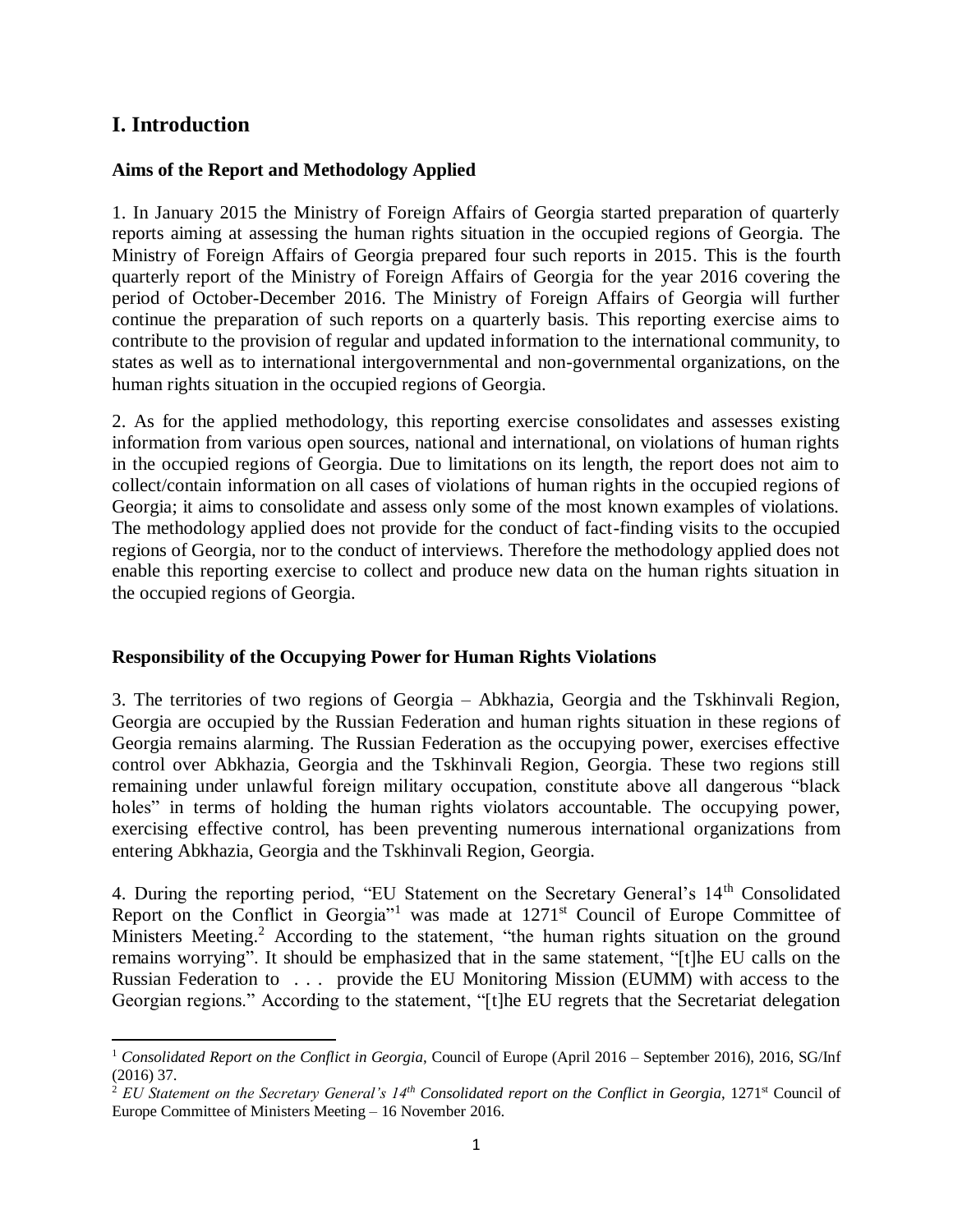## I. Introduction

### Aims of the Report and Methodology Applied

1. In January 2015 the Ministry of Foreign Affairs of Georgia started preparation of quarterly reports aiming at assessing the human rights situation in the occupied regions of Georgia. The Ministry of Foreign Affairs of Georgia prepared four such reports in 2015. This is the fourth quarterly report of the Ministry of Foreign Affairs of Georgia for the year 2016 covering the period of October-December 2016. The Ministry of Foreign Affairs of Georgia will further continue the preparation of such reports on a quarterly basis. This reporting exercise aims to contribute to the provision of regular and updated information to the international community, to states as well as to international intergovernmental and non-governmental organizations, on the human rights situation in the occupied regions of Georgia.

2. As for the applied methodology, this reporting exercise consolidates and assesses existing information from various open sources, national and international, on violations of human rights in the occupied regions of Georgia. Due to limitations on its length, the report does not aim to collect/contain information on all cases of violations of human rights in the occupied regions of Georgia; it aims to consolidate and assess only some of the most known examples of violations. The methodology applied does not provide for the conduct of fact-finding visits to the occupied regions of Georgia, nor to the conduct of interviews. Therefore the methodology applied does not enable this reporting exercise to collect and produce new data on the human rights situation in the occupied regions of Georgia.

### Responsibility of the Occupying Power for Human Rights Violations

3. The territories of two regions of Georgia – Abkhazia, Georgia and the Tskhinvali Region, Georgia are occupied by the Russian Federation and human rights situation in these regions of Georgia remains alarming. The Russian Federation as the occupying power, exercises effective control over Abkhazia, Georgia and the Tskhinvali Region, Georgia. These two regions still remaining under unlawful foreign military occupation, constitute above all dangerous "black holes" in terms of holding the human rights violators accountable. The occupying power, exercising effective control, has been preventing numerous international organizations from entering Abkhazia, Georgia and the Tskhinvali Region, Georgia.

4. During the reporting period, "EU Statement on the Secretary General's 14th Consolidated Report on the Conflict in Georgia"[1] was made at 1271st Council of Europe Committee of Ministers Meeting.[2] According to the statement, "the human rights situation on the ground remains worrying". It should be emphasized that in the same statement, "[t]he EU calls on the Russian Federation to . . . provide the EU Monitoring Mission (EUMM) with access to the Georgian regions." According to the statement, "[t]he EU regrets that the Secretariat delegation

---

[1] *Consolidated Report on the Conflict in Georgia*, Council of Europe (April 2016 – September 2016), 2016, SG/Inf (2016) 37.

[2] *EU Statement on the Secretary General's 14th Consolidated report on the Conflict in Georgia*, 1271st Council of Europe Committee of Ministers Meeting – 16 November 2016.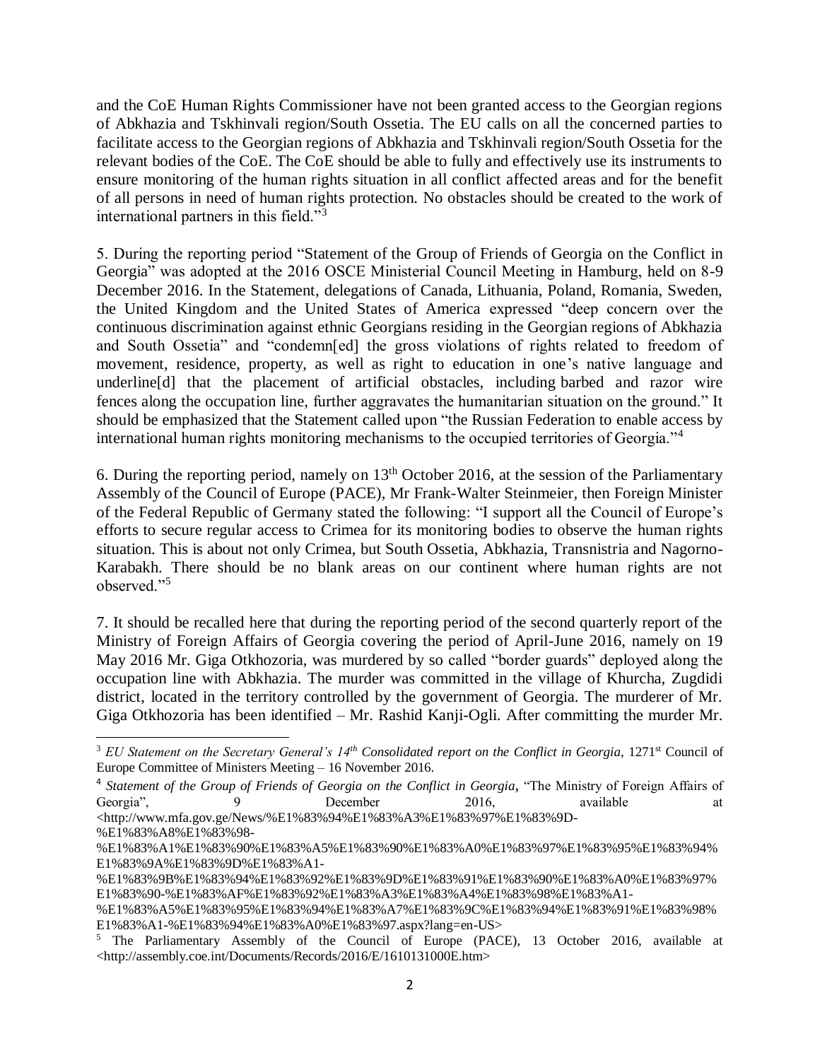and the CoE Human Rights Commissioner have not been granted access to the Georgian regions of Abkhazia and Tskhinvali region/South Ossetia. The EU calls on all the concerned parties to facilitate access to the Georgian regions of Abkhazia and Tskhinvali region/South Ossetia for the relevant bodies of the CoE. The CoE should be able to fully and effectively use its instruments to ensure monitoring of the human rights situation in all conflict affected areas and for the benefit of all persons in need of human rights protection. No obstacles should be created to the work of international partners in this field."[3]

5. During the reporting period "Statement of the Group of Friends of Georgia on the Conflict in Georgia" was adopted at the 2016 OSCE Ministerial Council Meeting in Hamburg, held on 8-9 December 2016. In the Statement, delegations of Canada, Lithuania, Poland, Romania, Sweden, the United Kingdom and the United States of America expressed "deep concern over the continuous discrimination against ethnic Georgians residing in the Georgian regions of Abkhazia and South Ossetia" and "condemn[ed] the gross violations of rights related to freedom of movement, residence, property, as well as right to education in one's native language and underline[d] that the placement of artificial obstacles, including barbed and razor wire fences along the occupation line, further aggravates the humanitarian situation on the ground." It should be emphasized that the Statement called upon "the Russian Federation to enable access by international human rights monitoring mechanisms to the occupied territories of Georgia."[4]

6. During the reporting period, namely on 13th October 2016, at the session of the Parliamentary Assembly of the Council of Europe (PACE), Mr Frank-Walter Steinmeier, then Foreign Minister of the Federal Republic of Germany stated the following: "I support all the Council of Europe's efforts to secure regular access to Crimea for its monitoring bodies to observe the human rights situation. This is about not only Crimea, but South Ossetia, Abkhazia, Transnistria and Nagorno-Karabakh. There should be no blank areas on our continent where human rights are not observed."[5]

7. It should be recalled here that during the reporting period of the second quarterly report of the Ministry of Foreign Affairs of Georgia covering the period of April-June 2016, namely on 19 May 2016 Mr. Giga Otkhozoria, was murdered by so called "border guards" deployed along the occupation line with Abkhazia. The murder was committed in the village of Khurcha, Zugdidi district, located in the territory controlled by the government of Georgia. The murderer of Mr. Giga Otkhozoria has been identified – Mr. Rashid Kanji-Ogli. After committing the murder Mr.

---

[3] *EU Statement on the Secretary General's 14th Consolidated report on the Conflict in Georgia*, 1271st Council of Europe Committee of Ministers Meeting – 16 November 2016.

[4] *Statement of the Group of Friends of Georgia on the Conflict in Georgia*, "The Ministry of Foreign Affairs of Georgia", 9 December 2016, available at <http://www.mfa.gov.ge/News/%E1%83%94%E1%83%A3%E1%83%97%E1%83%9D-%E1%83%A8%E1%83%98-%E1%83%A1%E1%83%90%E1%83%A5%E1%83%90%E1%83%A0%E1%83%97%E1%83%95%E1%83%94%E1%83%9A%E1%83%9D%E1%83%A1-%E1%83%9B%E1%83%94%E1%83%92%E1%83%9D%E1%83%91%E1%83%90%E1%83%A0%E1%83%97%E1%83%90-%E1%83%AF%E1%83%92%E1%83%A3%E1%83%A4%E1%83%98%E1%83%A1-%E1%83%A5%E1%83%95%E1%83%94%E1%83%A7%E1%83%9C%E1%83%94%E1%83%91%E1%83%98%E1%83%A1-%E1%83%94%E1%83%A0%E1%83%97.aspx?lang=en-US>

[5] The Parliamentary Assembly of the Council of Europe (PACE), 13 October 2016, available at <http://assembly.coe.int/Documents/Records/2016/E/1610131000E.htm>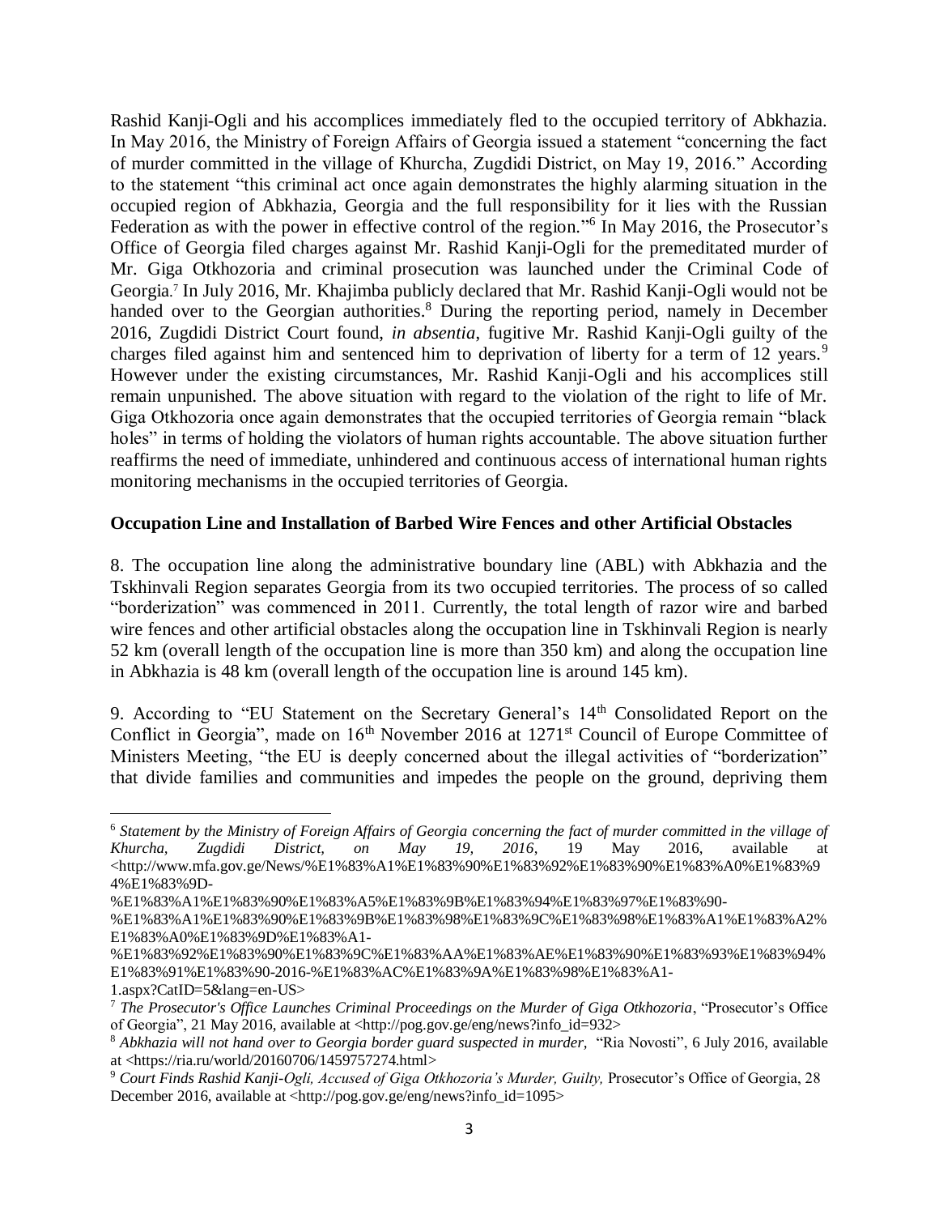Rashid Kanji-Ogli and his accomplices immediately fled to the occupied territory of Abkhazia. In May 2016, the Ministry of Foreign Affairs of Georgia issued a statement "concerning the fact of murder committed in the village of Khurcha, Zugdidi District, on May 19, 2016." According to the statement "this criminal act once again demonstrates the highly alarming situation in the occupied region of Abkhazia, Georgia and the full responsibility for it lies with the Russian Federation as with the power in effective control of the region."[6] In May 2016, the Prosecutor's Office of Georgia filed charges against Mr. Rashid Kanji-Ogli for the premeditated murder of Mr. Giga Otkhozoria and criminal prosecution was launched under the Criminal Code of Georgia.[7] In July 2016, Mr. Khajimba publicly declared that Mr. Rashid Kanji-Ogli would not be handed over to the Georgian authorities.[8] During the reporting period, namely in December 2016, Zugdidi District Court found, *in absentia*, fugitive Mr. Rashid Kanji-Ogli guilty of the charges filed against him and sentenced him to deprivation of liberty for a term of 12 years.[9] However under the existing circumstances, Mr. Rashid Kanji-Ogli and his accomplices still remain unpunished. The above situation with regard to the violation of the right to life of Mr. Giga Otkhozoria once again demonstrates that the occupied territories of Georgia remain "black holes" in terms of holding the violators of human rights accountable. The above situation further reaffirms the need of immediate, unhindered and continuous access of international human rights monitoring mechanisms in the occupied territories of Georgia.

**Occupation Line and Installation of Barbed Wire Fences and other Artificial Obstacles**

8. The occupation line along the administrative boundary line (ABL) with Abkhazia and the Tskhinvali Region separates Georgia from its two occupied territories. The process of so called "borderization" was commenced in 2011. Currently, the total length of razor wire and barbed wire fences and other artificial obstacles along the occupation line in Tskhinvali Region is nearly 52 km (overall length of the occupation line is more than 350 km) and along the occupation line in Abkhazia is 48 km (overall length of the occupation line is around 145 km).

9. According to "EU Statement on the Secretary General's 14th Consolidated Report on the Conflict in Georgia", made on 16th November 2016 at 1271st Council of Europe Committee of Ministers Meeting, "the EU is deeply concerned about the illegal activities of "borderization" that divide families and communities and impedes the people on the ground, depriving them

---

[6] *Statement by the Ministry of Foreign Affairs of Georgia concerning the fact of murder committed in the village of Khurcha, Zugdidi District, on May 19, 2016*, 19 May 2016, available at <http://www.mfa.gov.ge/News/%E1%83%A1%E1%83%90%E1%83%92%E1%83%90%E1%83%A0%E1%83%94%E1%83%9D-%E1%83%A1%E1%83%90%E1%83%A5%E1%83%9B%E1%83%94%E1%83%97%E1%83%90-%E1%83%A1%E1%83%90%E1%83%9B%E1%83%98%E1%83%9C%E1%83%98%E1%83%A1%E1%83%A2%E1%83%A0%E1%83%9D%E1%83%A1-%E1%83%92%E1%83%90%E1%83%9C%E1%83%AA%E1%83%AE%E1%83%90%E1%83%93%E1%83%94%E1%83%91%E1%83%90-2016-%E1%83%AC%E1%83%9A%E1%83%98%E1%83%A1-1.aspx?CatID=5&lang=en-US>

[7] *The Prosecutor's Office Launches Criminal Proceedings on the Murder of Giga Otkhozoria*, "Prosecutor's Office of Georgia", 21 May 2016, available at <http://pog.gov.ge/eng/news?info_id=932>

[8] *Abkhazia will not hand over to Georgia border guard suspected in murder,* "Ria Novosti", 6 July 2016, available at <https://ria.ru/world/20160706/1459757274.html>

[9] *Court Finds Rashid Kanji-Ogli, Accused of Giga Otkhozoria's Murder, Guilty,* Prosecutor's Office of Georgia, 28 December 2016, available at <http://pog.gov.ge/eng/news?info_id=1095>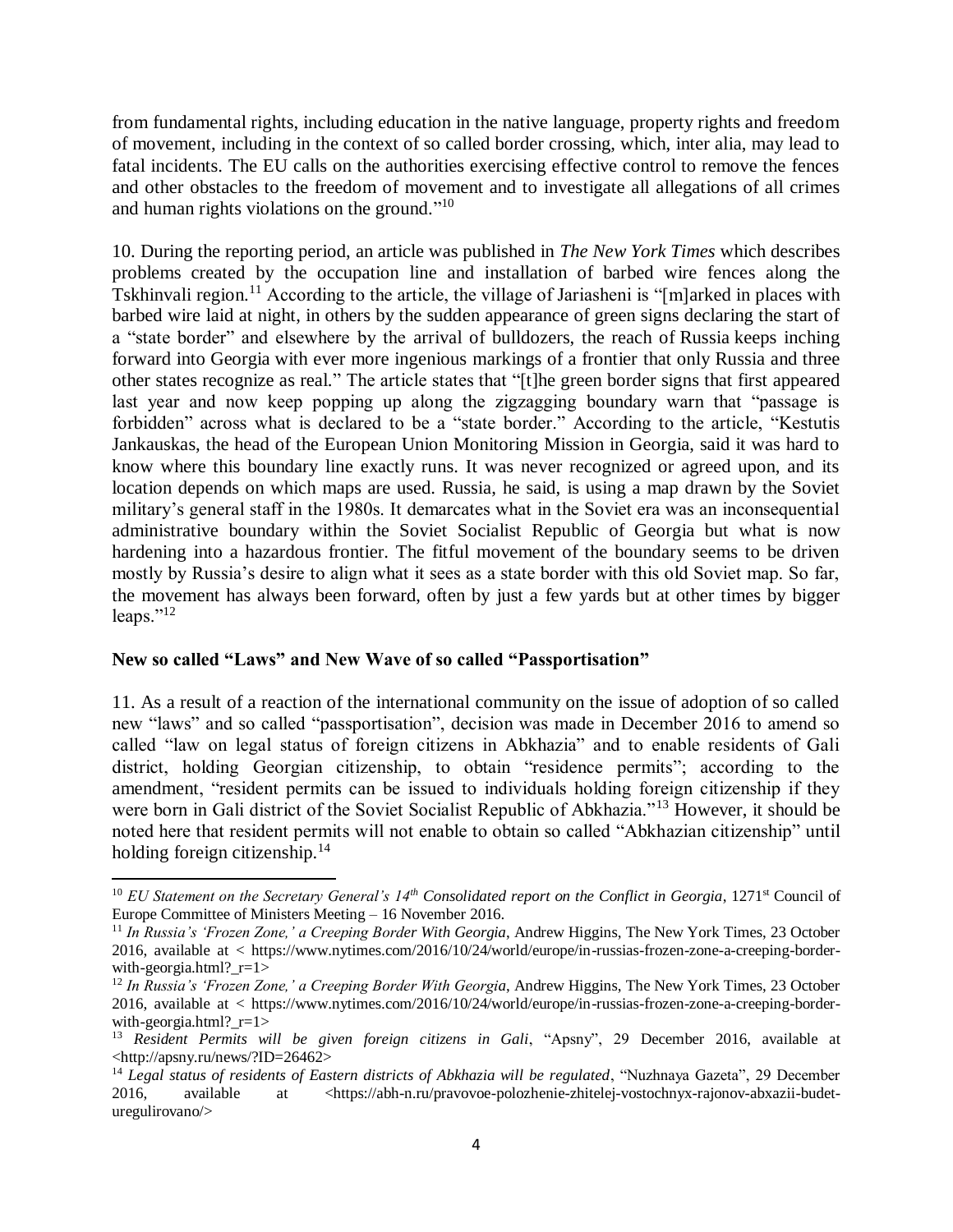from fundamental rights, including education in the native language, property rights and freedom of movement, including in the context of so called border crossing, which, inter alia, may lead to fatal incidents. The EU calls on the authorities exercising effective control to remove the fences and other obstacles to the freedom of movement and to investigate all allegations of all crimes and human rights violations on the ground."[10]

10. During the reporting period, an article was published in *The New York Times* which describes problems created by the occupation line and installation of barbed wire fences along the Tskhinvali region.[11] According to the article, the village of Jariasheni is "[m]arked in places with barbed wire laid at night, in others by the sudden appearance of green signs declaring the start of a "state border" and elsewhere by the arrival of bulldozers, the reach of Russia keeps inching forward into Georgia with ever more ingenious markings of a frontier that only Russia and three other states recognize as real." The article states that "[t]he green border signs that first appeared last year and now keep popping up along the zigzagging boundary warn that "passage is forbidden" across what is declared to be a "state border." According to the article, "Kestutis Jankauskas, the head of the European Union Monitoring Mission in Georgia, said it was hard to know where this boundary line exactly runs. It was never recognized or agreed upon, and its location depends on which maps are used. Russia, he said, is using a map drawn by the Soviet military's general staff in the 1980s. It demarcates what in the Soviet era was an inconsequential administrative boundary within the Soviet Socialist Republic of Georgia but what is now hardening into a hazardous frontier. The fitful movement of the boundary seems to be driven mostly by Russia's desire to align what it sees as a state border with this old Soviet map. So far, the movement has always been forward, often by just a few yards but at other times by bigger leaps."[12]

**New so called "Laws" and New Wave of so called "Passportisation"**

11. As a result of a reaction of the international community on the issue of adoption of so called new "laws" and so called "passportisation", decision was made in December 2016 to amend so called "law on legal status of foreign citizens in Abkhazia" and to enable residents of Gali district, holding Georgian citizenship, to obtain "residence permits"; according to the amendment, "resident permits can be issued to individuals holding foreign citizenship if they were born in Gali district of the Soviet Socialist Republic of Abkhazia."[13] However, it should be noted here that resident permits will not enable to obtain so called "Abkhazian citizenship" until holding foreign citizenship.[14]

---

[10] *EU Statement on the Secretary General's 14th Consolidated report on the Conflict in Georgia*, 1271st Council of Europe Committee of Ministers Meeting – 16 November 2016.

[11] *In Russia's 'Frozen Zone,' a Creeping Border With Georgia*, Andrew Higgins, The New York Times, 23 October 2016, available at < https://www.nytimes.com/2016/10/24/world/europe/in-russias-frozen-zone-a-creeping-border-with-georgia.html?_r=1>

[12] *In Russia's 'Frozen Zone,' a Creeping Border With Georgia*, Andrew Higgins, The New York Times, 23 October 2016, available at < https://www.nytimes.com/2016/10/24/world/europe/in-russias-frozen-zone-a-creeping-border-with-georgia.html?_r=1>

[13] *Resident Permits will be given foreign citizens in Gali*, "Apsny", 29 December 2016, available at <http://apsny.ru/news/?ID=26462>

[14] *Legal status of residents of Eastern districts of Abkhazia will be regulated*, "Nuzhnaya Gazeta", 29 December 2016, available at <https://abh-n.ru/pravovoe-polozhenie-zhitelej-vostochnyx-rajonov-abxazii-budet-uregulirovano/>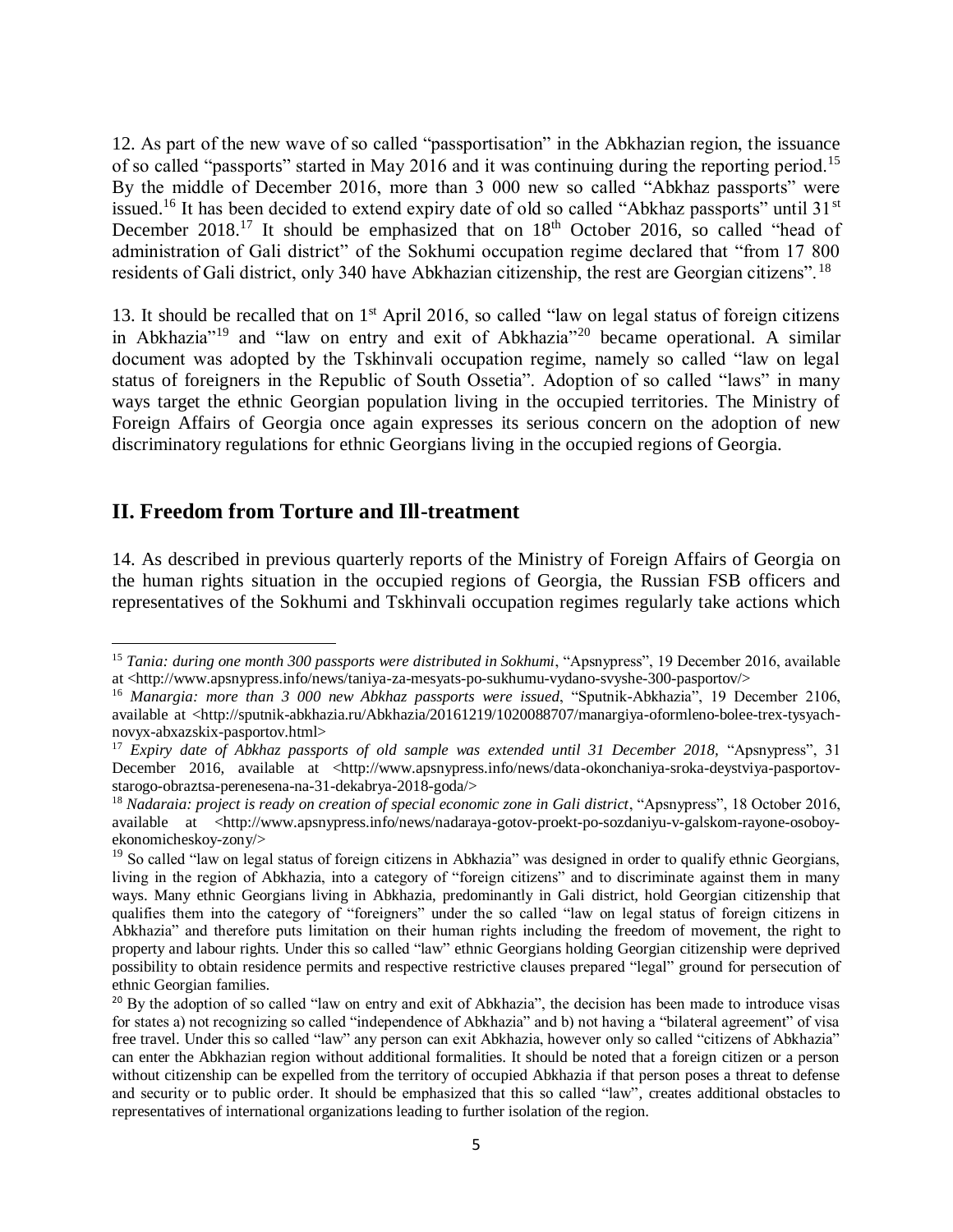12. As part of the new wave of so called "passportisation" in the Abkhazian region, the issuance of so called "passports" started in May 2016 and it was continuing during the reporting period.[15] By the middle of December 2016, more than 3 000 new so called "Abkhaz passports" were issued.[16] It has been decided to extend expiry date of old so called "Abkhaz passports" until 31st December 2018.[17] It should be emphasized that on 18th October 2016, so called "head of administration of Gali district" of the Sokhumi occupation regime declared that "from 17 800 residents of Gali district, only 340 have Abkhazian citizenship, the rest are Georgian citizens".[18]

13. It should be recalled that on 1st April 2016, so called "law on legal status of foreign citizens in Abkhazia"[19] and "law on entry and exit of Abkhazia"[20] became operational. A similar document was adopted by the Tskhinvali occupation regime, namely so called "law on legal status of foreigners in the Republic of South Ossetia". Adoption of so called "laws" in many ways target the ethnic Georgian population living in the occupied territories. The Ministry of Foreign Affairs of Georgia once again expresses its serious concern on the adoption of new discriminatory regulations for ethnic Georgians living in the occupied regions of Georgia.

## II. Freedom from Torture and Ill-treatment

14. As described in previous quarterly reports of the Ministry of Foreign Affairs of Georgia on the human rights situation in the occupied regions of Georgia, the Russian FSB officers and representatives of the Sokhumi and Tskhinvali occupation regimes regularly take actions which

---

[15] *Tania: during one month 300 passports were distributed in Sokhumi*, "Apsnypress", 19 December 2016, available at <http://www.apsnypress.info/news/taniya-za-mesyats-po-sukhumu-vydano-svyshe-300-pasportov/>

[16] *Manargia: more than 3 000 new Abkhaz passports were issued*, "Sputnik-Abkhazia", 19 December 2106, available at <http://sputnik-abkhazia.ru/Abkhazia/20161219/1020088707/manargiya-oformleno-bolee-trex-tysyach-novyx-abxazskix-pasportov.html>

[17] *Expiry date of Abkhaz passports of old sample was extended until 31 December 2018,* "Apsnypress", 31 December 2016, available at <http://www.apsnypress.info/news/data-okonchaniya-sroka-deystviya-pasportov-starogo-obraztsa-perenesena-na-31-dekabrya-2018-goda/>

[18] *Nadaraia: project is ready on creation of special economic zone in Gali district*, "Apsnypress", 18 October 2016, available at <http://www.apsnypress.info/news/nadaraya-gotov-proekt-po-sozdaniyu-v-galskom-rayone-osoboy-ekonomicheskoy-zony/>

[19] So called "law on legal status of foreign citizens in Abkhazia" was designed in order to qualify ethnic Georgians, living in the region of Abkhazia, into a category of "foreign citizens" and to discriminate against them in many ways. Many ethnic Georgians living in Abkhazia, predominantly in Gali district, hold Georgian citizenship that qualifies them into the category of "foreigners" under the so called "law on legal status of foreign citizens in Abkhazia" and therefore puts limitation on their human rights including the freedom of movement, the right to property and labour rights. Under this so called "law" ethnic Georgians holding Georgian citizenship were deprived possibility to obtain residence permits and respective restrictive clauses prepared "legal" ground for persecution of ethnic Georgian families.

[20] By the adoption of so called "law on entry and exit of Abkhazia", the decision has been made to introduce visas for states a) not recognizing so called "independence of Abkhazia" and b) not having a "bilateral agreement" of visa free travel. Under this so called "law" any person can exit Abkhazia, however only so called "citizens of Abkhazia" can enter the Abkhazian region without additional formalities. It should be noted that a foreign citizen or a person without citizenship can be expelled from the territory of occupied Abkhazia if that person poses a threat to defense and security or to public order. It should be emphasized that this so called "law", creates additional obstacles to representatives of international organizations leading to further isolation of the region.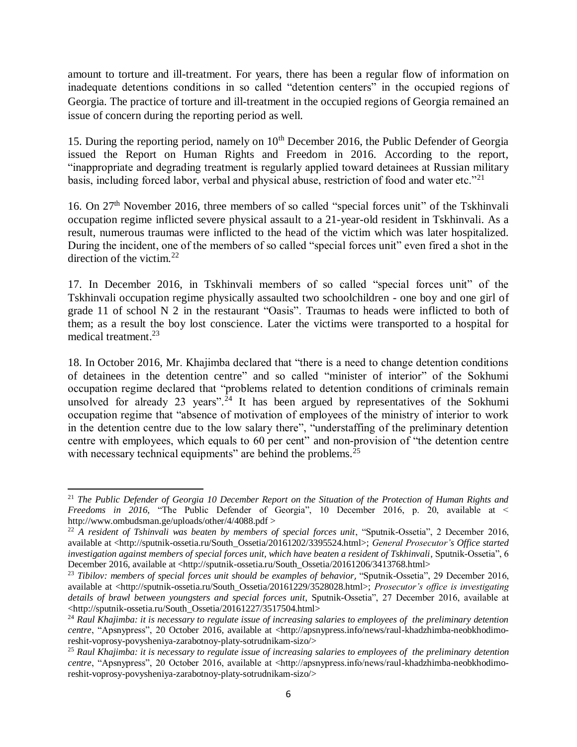amount to torture and ill-treatment. For years, there has been a regular flow of information on inadequate detentions conditions in so called "detention centers" in the occupied regions of Georgia. The practice of torture and ill-treatment in the occupied regions of Georgia remained an issue of concern during the reporting period as well.

15. During the reporting period, namely on 10th December 2016, the Public Defender of Georgia issued the Report on Human Rights and Freedom in 2016. According to the report, "inappropriate and degrading treatment is regularly applied toward detainees at Russian military basis, including forced labor, verbal and physical abuse, restriction of food and water etc."[21]

16. On 27th November 2016, three members of so called "special forces unit" of the Tskhinvali occupation regime inflicted severe physical assault to a 21-year-old resident in Tskhinvali. As a result, numerous traumas were inflicted to the head of the victim which was later hospitalized. During the incident, one of the members of so called "special forces unit" even fired a shot in the direction of the victim.[22]

17. In December 2016, in Tskhinvali members of so called "special forces unit" of the Tskhinvali occupation regime physically assaulted two schoolchildren - one boy and one girl of grade 11 of school N 2 in the restaurant "Oasis". Traumas to heads were inflicted to both of them; as a result the boy lost conscience. Later the victims were transported to a hospital for medical treatment.[23]

18. In October 2016, Mr. Khajimba declared that "there is a need to change detention conditions of detainees in the detention centre" and so called "minister of interior" of the Sokhumi occupation regime declared that "problems related to detention conditions of criminals remain unsolved for already 23 years".[24] It has been argued by representatives of the Sokhumi occupation regime that "absence of motivation of employees of the ministry of interior to work in the detention centre due to the low salary there", "understaffing of the preliminary detention centre with employees, which equals to 60 per cent" and non-provision of "the detention centre with necessary technical equipments" are behind the problems.[25]

---

[21] *The Public Defender of Georgia 10 December Report on the Situation of the Protection of Human Rights and Freedoms in 2016,* "The Public Defender of Georgia", 10 December 2016, p. 20, available at < http://www.ombudsman.ge/uploads/other/4/4088.pdf >

[22] *A resident of Tshinvali was beaten by members of special forces unit*, "Sputnik-Ossetia", 2 December 2016, available at <http://sputnik-ossetia.ru/South_Ossetia/20161202/3395524.html>; *General Prosecutor's Office started investigation against members of special forces unit, which have beaten a resident of Tskhinvali*, Sputnik-Ossetia", 6 December 2016, available at <http://sputnik-ossetia.ru/South_Ossetia/20161206/3413768.html>

[23] *Tibilov: members of special forces unit should be examples of behavior,* "Sputnik-Ossetia", 29 December 2016, available at <http://sputnik-ossetia.ru/South_Ossetia/20161229/3528028.html>; *Prosecutor's office is investigating details of brawl between youngsters and special forces unit,* Sputnik-Ossetia", 27 December 2016, available at <http://sputnik-ossetia.ru/South_Ossetia/20161227/3517504.html>

[24] *Raul Khajimba: it is necessary to regulate issue of increasing salaries to employees of the preliminary detention centre*, "Apsnypress", 20 October 2016, available at <http://apsnypress.info/news/raul-khadzhimba-neobkhodimo-reshit-voprosy-povysheniya-zarabotnoy-platy-sotrudnikam-sizo/>

[25] *Raul Khajimba: it is necessary to regulate issue of increasing salaries to employees of the preliminary detention centre*, "Apsnypress", 20 October 2016, available at <http://apsnypress.info/news/raul-khadzhimba-neobkhodimo-reshit-voprosy-povysheniya-zarabotnoy-platy-sotrudnikam-sizo/>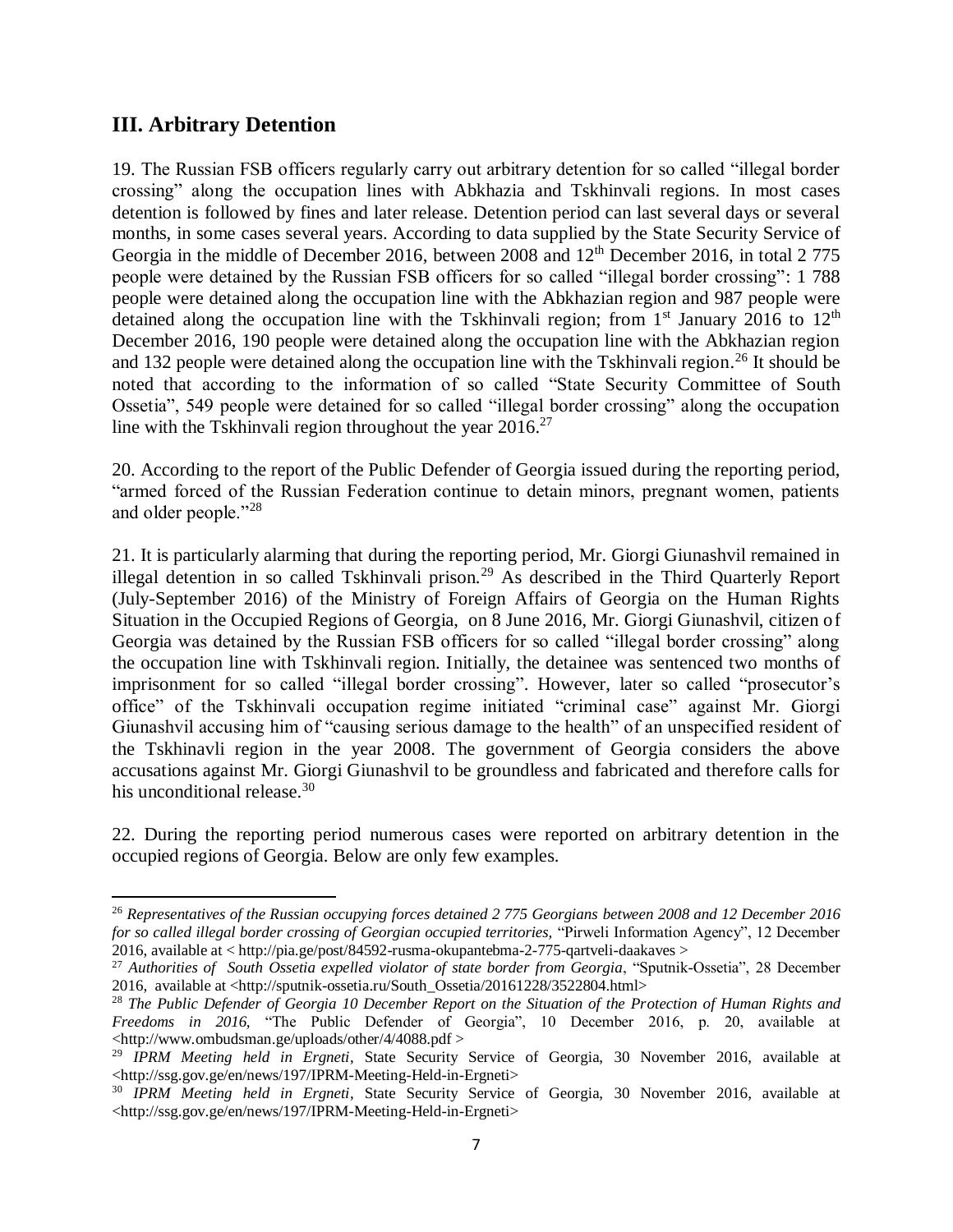## III. Arbitrary Detention

19. The Russian FSB officers regularly carry out arbitrary detention for so called "illegal border crossing" along the occupation lines with Abkhazia and Tskhinvali regions. In most cases detention is followed by fines and later release. Detention period can last several days or several months, in some cases several years. According to data supplied by the State Security Service of Georgia in the middle of December 2016, between 2008 and 12th December 2016, in total 2 775 people were detained by the Russian FSB officers for so called "illegal border crossing": 1 788 people were detained along the occupation line with the Abkhazian region and 987 people were detained along the occupation line with the Tskhinvali region; from 1st January 2016 to 12th December 2016, 190 people were detained along the occupation line with the Abkhazian region and 132 people were detained along the occupation line with the Tskhinvali region.[26] It should be noted that according to the information of so called "State Security Committee of South Ossetia", 549 people were detained for so called "illegal border crossing" along the occupation line with the Tskhinvali region throughout the year 2016.[27]

20. According to the report of the Public Defender of Georgia issued during the reporting period, "armed forced of the Russian Federation continue to detain minors, pregnant women, patients and older people."[28]

21. It is particularly alarming that during the reporting period, Mr. Giorgi Giunashvil remained in illegal detention in so called Tskhinvali prison.[29] As described in the Third Quarterly Report (July-September 2016) of the Ministry of Foreign Affairs of Georgia on the Human Rights Situation in the Occupied Regions of Georgia, on 8 June 2016, Mr. Giorgi Giunashvil, citizen of Georgia was detained by the Russian FSB officers for so called "illegal border crossing" along the occupation line with Tskhinvali region. Initially, the detainee was sentenced two months of imprisonment for so called "illegal border crossing". However, later so called "prosecutor's office" of the Tskhinvali occupation regime initiated "criminal case" against Mr. Giorgi Giunashvil accusing him of "causing serious damage to the health" of an unspecified resident of the Tskhinavli region in the year 2008. The government of Georgia considers the above accusations against Mr. Giorgi Giunashvil to be groundless and fabricated and therefore calls for his unconditional release.[30]

22. During the reporting period numerous cases were reported on arbitrary detention in the occupied regions of Georgia. Below are only few examples.

---

[26] *Representatives of the Russian occupying forces detained 2 775 Georgians between 2008 and 12 December 2016 for so called illegal border crossing of Georgian occupied territories,* "Pirweli Information Agency", 12 December 2016, available at < http://pia.ge/post/84592-rusma-okupantebma-2-775-qartveli-daakaves >

[27] *Authorities of South Ossetia expelled violator of state border from Georgia*, "Sputnik-Ossetia", 28 December 2016, available at <http://sputnik-ossetia.ru/South_Ossetia/20161228/3522804.html>

[28] *The Public Defender of Georgia 10 December Report on the Situation of the Protection of Human Rights and Freedoms in 2016,* "The Public Defender of Georgia", 10 December 2016, p. 20, available at <http://www.ombudsman.ge/uploads/other/4/4088.pdf >

[29] *IPRM Meeting held in Ergneti*, State Security Service of Georgia, 30 November 2016, available at <http://ssg.gov.ge/en/news/197/IPRM-Meeting-Held-in-Ergneti>

[30] *IPRM Meeting held in Ergneti*, State Security Service of Georgia, 30 November 2016, available at <http://ssg.gov.ge/en/news/197/IPRM-Meeting-Held-in-Ergneti>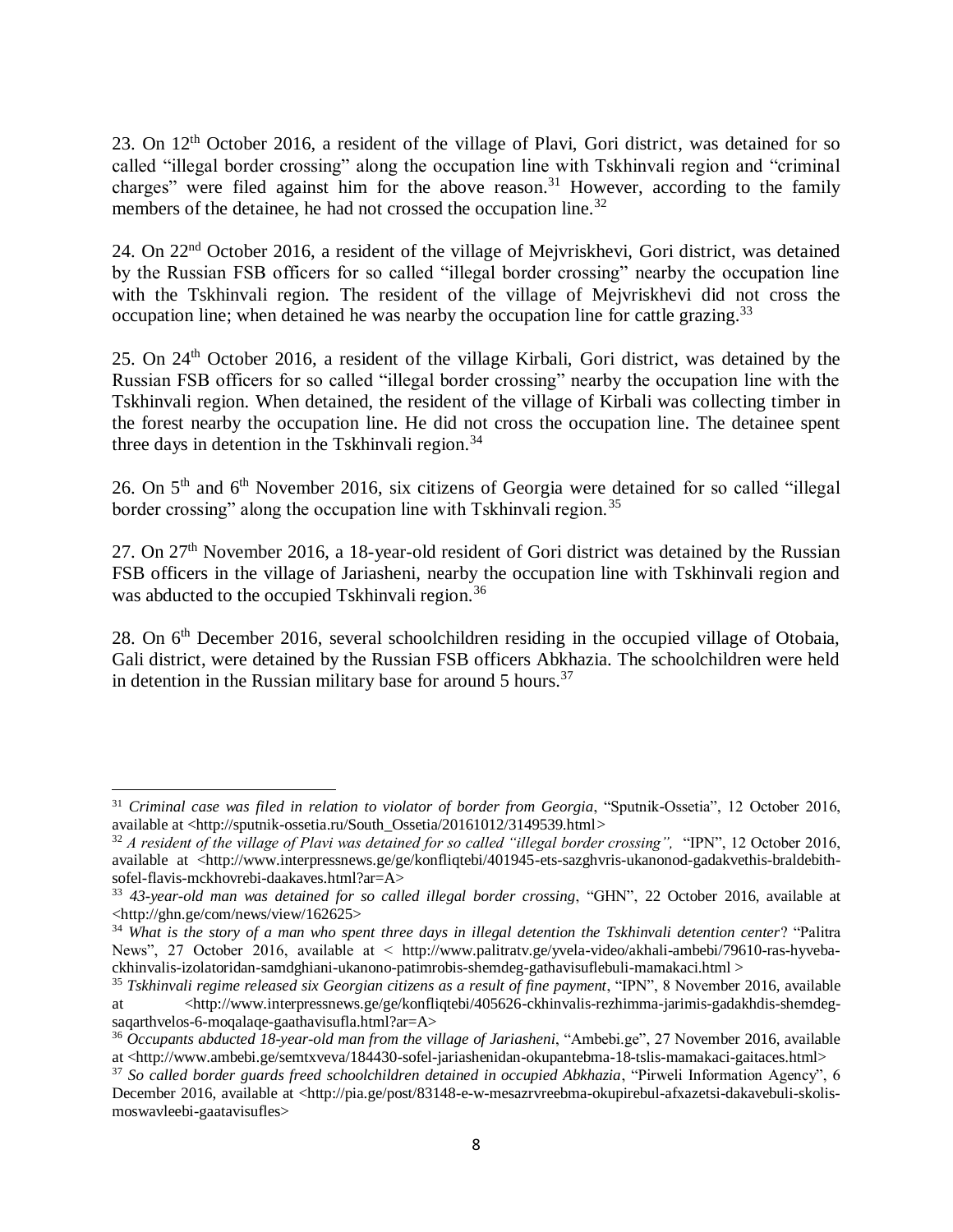23. On 12th October 2016, a resident of the village of Plavi, Gori district, was detained for so called "illegal border crossing" along the occupation line with Tskhinvali region and "criminal charges" were filed against him for the above reason.[31] However, according to the family members of the detainee, he had not crossed the occupation line.[32]

24. On 22nd October 2016, a resident of the village of Mejvriskhevi, Gori district, was detained by the Russian FSB officers for so called "illegal border crossing" nearby the occupation line with the Tskhinvali region. The resident of the village of Mejvriskhevi did not cross the occupation line; when detained he was nearby the occupation line for cattle grazing.[33]

25. On 24th October 2016, a resident of the village Kirbali, Gori district, was detained by the Russian FSB officers for so called "illegal border crossing" nearby the occupation line with the Tskhinvali region. When detained, the resident of the village of Kirbali was collecting timber in the forest nearby the occupation line. He did not cross the occupation line. The detainee spent three days in detention in the Tskhinvali region.[34]

26. On 5th and 6th November 2016, six citizens of Georgia were detained for so called "illegal border crossing" along the occupation line with Tskhinvali region.[35]

27. On 27th November 2016, a 18-year-old resident of Gori district was detained by the Russian FSB officers in the village of Jariasheni, nearby the occupation line with Tskhinvali region and was abducted to the occupied Tskhinvali region.[36]

28. On 6th December 2016, several schoolchildren residing in the occupied village of Otobaia, Gali district, were detained by the Russian FSB officers Abkhazia. The schoolchildren were held in detention in the Russian military base for around 5 hours.[37]

---

[31] *Criminal case was filed in relation to violator of border from Georgia*, "Sputnik-Ossetia", 12 October 2016, available at <http://sputnik-ossetia.ru/South_Ossetia/20161012/3149539.html>

[32] *A resident of the village of Plavi was detained for so called "illegal border crossing",* "IPN", 12 October 2016, available at <http://www.interpressnews.ge/ge/konfliqtebi/401945-ets-sazghvris-ukanonod-gadakvethis-braldebith-sofel-flavis-mckhovrebi-daakaves.html?ar=A>

[33] *43-year-old man was detained for so called illegal border crossing*, "GHN", 22 October 2016, available at <http://ghn.ge/com/news/view/162625>

[34] *What is the story of a man who spent three days in illegal detention the Tskhinvali detention center*? "Palitra News", 27 October 2016, available at < http://www.palitratv.ge/yvela-video/akhali-ambebi/79610-ras-hyveba-ckhinvalis-izolatoridan-samdghiani-ukanono-patimrobis-shemdeg-gathavisuflebuli-mamakaci.html >

[35] *Tskhinvali regime released six Georgian citizens as a result of fine payment*, "IPN", 8 November 2016, available at <http://www.interpressnews.ge/ge/konfliqtebi/405626-ckhinvalis-rezhimma-jarimis-gadakhdis-shemdeg-saqarthvelos-6-moqalaqe-gaathavisufla.html?ar=A>

[36] *Occupants abducted 18-year-old man from the village of Jariasheni*, "Ambebi.ge", 27 November 2016, available at <http://www.ambebi.ge/semtxveva/184430-sofel-jariashenidan-okupantebma-18-tslis-mamakaci-gaitaces.html>

[37] *So called border guards freed schoolchildren detained in occupied Abkhazia*, "Pirweli Information Agency", 6 December 2016, available at <http://pia.ge/post/83148-e-w-mesazrvreebma-okupirebul-afxazetsi-dakavebuli-skolis-moswavleebi-gaatavisufles>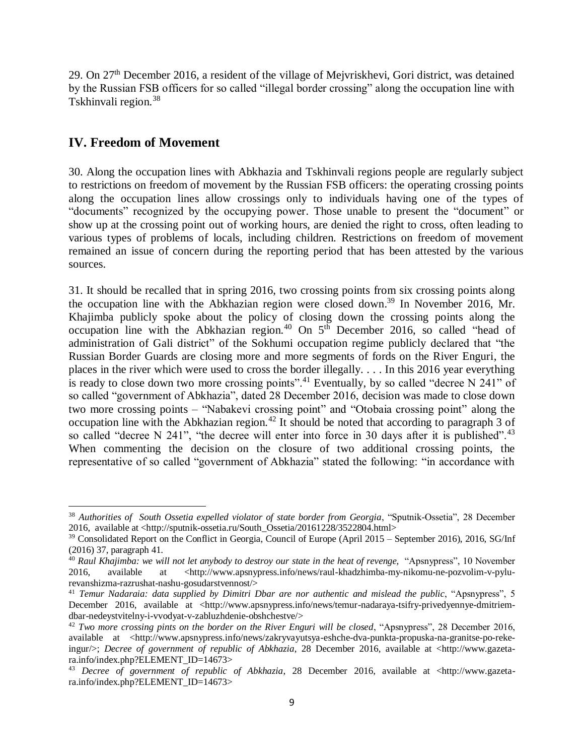29. On 27th December 2016, a resident of the village of Mejvriskhevi, Gori district, was detained by the Russian FSB officers for so called "illegal border crossing" along the occupation line with Tskhinvali region.[38]

## IV. Freedom of Movement

30. Along the occupation lines with Abkhazia and Tskhinvali regions people are regularly subject to restrictions on freedom of movement by the Russian FSB officers: the operating crossing points along the occupation lines allow crossings only to individuals having one of the types of "documents" recognized by the occupying power. Those unable to present the "document" or show up at the crossing point out of working hours, are denied the right to cross, often leading to various types of problems of locals, including children. Restrictions on freedom of movement remained an issue of concern during the reporting period that has been attested by the various sources.

31. It should be recalled that in spring 2016, two crossing points from six crossing points along the occupation line with the Abkhazian region were closed down.[39] In November 2016, Mr. Khajimba publicly spoke about the policy of closing down the crossing points along the occupation line with the Abkhazian region.[40] On 5th December 2016, so called "head of administration of Gali district" of the Sokhumi occupation regime publicly declared that "the Russian Border Guards are closing more and more segments of fords on the River Enguri, the places in the river which were used to cross the border illegally. . . . In this 2016 year everything is ready to close down two more crossing points".[41] Eventually, by so called "decree N 241" of so called "government of Abkhazia", dated 28 December 2016, decision was made to close down two more crossing points – "Nabakevi crossing point" and "Otobaia crossing point" along the occupation line with the Abkhazian region.[42] It should be noted that according to paragraph 3 of so called "decree N 241", "the decree will enter into force in 30 days after it is published".[43] When commenting the decision on the closure of two additional crossing points, the representative of so called "government of Abkhazia" stated the following: "in accordance with

---

[38] *Authorities of South Ossetia expelled violator of state border from Georgia*, "Sputnik-Ossetia", 28 December 2016, available at <http://sputnik-ossetia.ru/South_Ossetia/20161228/3522804.html>

[39] Consolidated Report on the Conflict in Georgia, Council of Europe (April 2015 – September 2016), 2016, SG/Inf (2016) 37, paragraph 41.

[40] *Raul Khajimba: we will not let anybody to destroy our state in the heat of revenge*, "Apsnypress", 10 November 2016, available at <http://www.apsnypress.info/news/raul-khadzhimba-my-nikomu-ne-pozvolim-v-pylu-revanshizma-razrushat-nashu-gosudarstvennost/>

[41] *Temur Nadaraia: data supplied by Dimitri Dbar are nor authentic and mislead the public*, "Apsnypress", 5 December 2016, available at <http://www.apsnypress.info/news/temur-nadaraya-tsifry-privedyennye-dmitriem-dbar-nedeystvitelny-i-vvodyat-v-zabluzhdenie-obshchestve/>

[42] *Two more crossing pints on the border on the River Enguri will be closed*, "Apsnypress", 28 December 2016, available at <http://www.apsnypress.info/news/zakryvayutsya-eshche-dva-punkta-propuska-na-granitse-po-reke-ingur/>; *Decree of government of republic of Abkhazia*, 28 December 2016, available at <http://www.gazeta-ra.info/index.php?ELEMENT_ID=14673>

[43] *Decree of government of republic of Abkhazia*, 28 December 2016, available at <http://www.gazeta-ra.info/index.php?ELEMENT_ID=14673>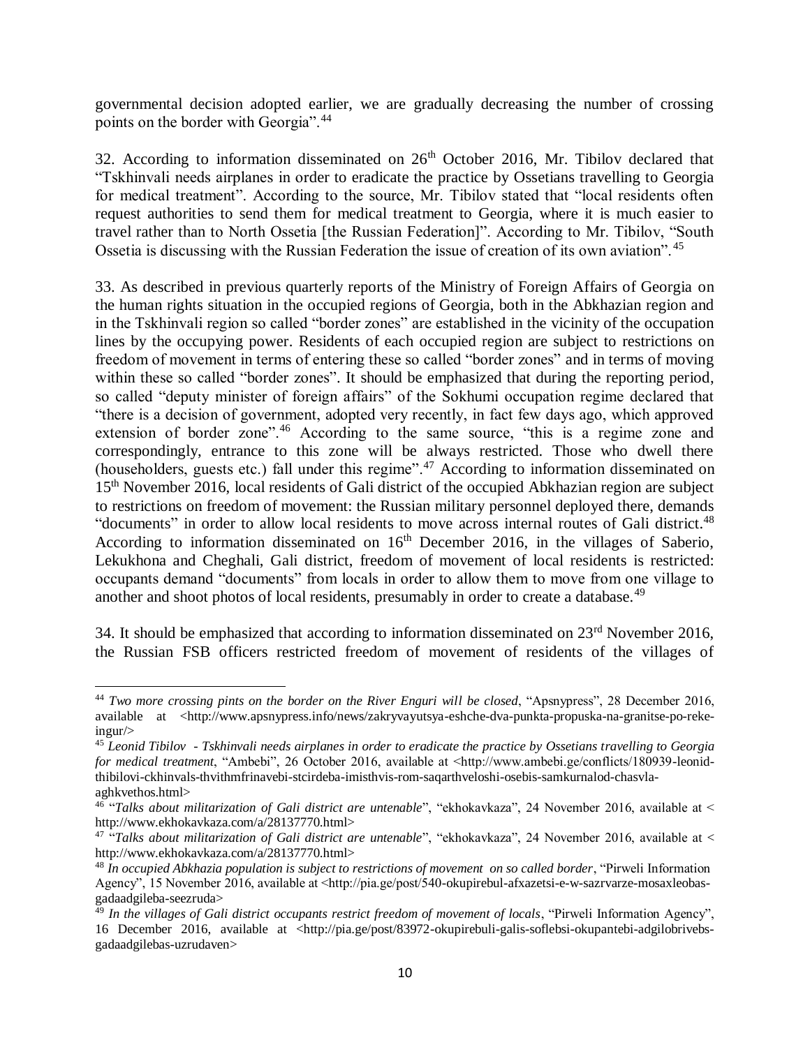governmental decision adopted earlier, we are gradually decreasing the number of crossing points on the border with Georgia".[44]

32. According to information disseminated on 26th October 2016, Mr. Tibilov declared that "Tskhinvali needs airplanes in order to eradicate the practice by Ossetians travelling to Georgia for medical treatment". According to the source, Mr. Tibilov stated that "local residents often request authorities to send them for medical treatment to Georgia, where it is much easier to travel rather than to North Ossetia [the Russian Federation]". According to Mr. Tibilov, "South Ossetia is discussing with the Russian Federation the issue of creation of its own aviation".[45]

33. As described in previous quarterly reports of the Ministry of Foreign Affairs of Georgia on the human rights situation in the occupied regions of Georgia, both in the Abkhazian region and in the Tskhinvali region so called "border zones" are established in the vicinity of the occupation lines by the occupying power. Residents of each occupied region are subject to restrictions on freedom of movement in terms of entering these so called "border zones" and in terms of moving within these so called "border zones". It should be emphasized that during the reporting period, so called "deputy minister of foreign affairs" of the Sokhumi occupation regime declared that "there is a decision of government, adopted very recently, in fact few days ago, which approved extension of border zone".[46] According to the same source, "this is a regime zone and correspondingly, entrance to this zone will be always restricted. Those who dwell there (householders, guests etc.) fall under this regime".[47] According to information disseminated on 15th November 2016, local residents of Gali district of the occupied Abkhazian region are subject to restrictions on freedom of movement: the Russian military personnel deployed there, demands "documents" in order to allow local residents to move across internal routes of Gali district.[48] According to information disseminated on 16th December 2016, in the villages of Saberio, Lekukhona and Cheghali, Gali district, freedom of movement of local residents is restricted: occupants demand "documents" from locals in order to allow them to move from one village to another and shoot photos of local residents, presumably in order to create a database.[49]

34. It should be emphasized that according to information disseminated on 23rd November 2016, the Russian FSB officers restricted freedom of movement of residents of the villages of

---

[44] *Two more crossing pints on the border on the River Enguri will be closed*, "Apsnypress", 28 December 2016, available at <http://www.apsnypress.info/news/zakryvayutsya-eshche-dva-punkta-propuska-na-granitse-po-reke-ingur/>

[45] *Leonid Tibilov - Tskhinvali needs airplanes in order to eradicate the practice by Ossetians travelling to Georgia for medical treatment*, "Ambebi", 26 October 2016, available at <http://www.ambebi.ge/conflicts/180939-leonid-thibilovi-ckhinvals-thvithmfrinavebi-stcirdeba-imisthvis-rom-saqarthveloshi-osebis-samkurnalod-chasvla-aghkvethos.html>

[46] "*Talks about militarization of Gali district are untenable*", "ekhokavkaza", 24 November 2016, available at < http://www.ekhokavkaza.com/a/28137770.html>

[47] "*Talks about militarization of Gali district are untenable*", "ekhokavkaza", 24 November 2016, available at < http://www.ekhokavkaza.com/a/28137770.html>

[48] *In occupied Abkhazia population is subject to restrictions of movement on so called border*, "Pirweli Information Agency", 15 November 2016, available at <http://pia.ge/post/540-okupirebul-afxazetsi-e-w-sazrvarze-mosaxleobas-gadaadgileba-seezruda>

[49] *In the villages of Gali district occupants restrict freedom of movement of locals*, "Pirweli Information Agency", 16 December 2016, available at <http://pia.ge/post/83972-okupirebuli-galis-soflebsi-okupantebi-adgilobrivebs-gadaadgilebas-uzrudaven>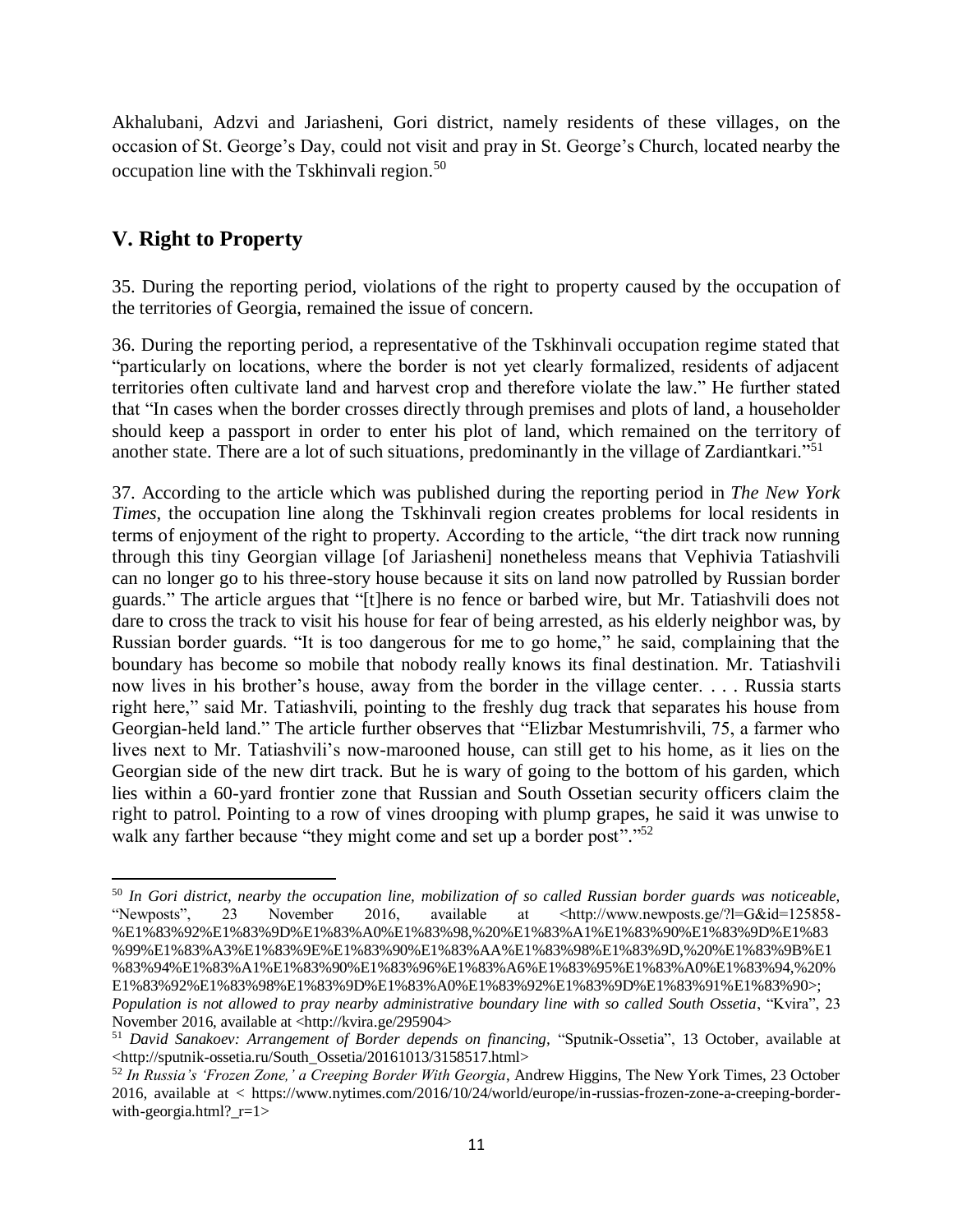Akhalubani, Adzvi and Jariasheni, Gori district, namely residents of these villages, on the occasion of St. George's Day, could not visit and pray in St. George's Church, located nearby the occupation line with the Tskhinvali region.[50]

## V. Right to Property

35. During the reporting period, violations of the right to property caused by the occupation of the territories of Georgia, remained the issue of concern.

36. During the reporting period, a representative of the Tskhinvali occupation regime stated that "particularly on locations, where the border is not yet clearly formalized, residents of adjacent territories often cultivate land and harvest crop and therefore violate the law." He further stated that "In cases when the border crosses directly through premises and plots of land, a householder should keep a passport in order to enter his plot of land, which remained on the territory of another state. There are a lot of such situations, predominantly in the village of Zardiantkari."[51]

37. According to the article which was published during the reporting period in *The New York Times*, the occupation line along the Tskhinvali region creates problems for local residents in terms of enjoyment of the right to property. According to the article, "the dirt track now running through this tiny Georgian village [of Jariasheni] nonetheless means that Vephivia Tatiashvili can no longer go to his three-story house because it sits on land now patrolled by Russian border guards." The article argues that "[t]here is no fence or barbed wire, but Mr. Tatiashvili does not dare to cross the track to visit his house for fear of being arrested, as his elderly neighbor was, by Russian border guards. "It is too dangerous for me to go home," he said, complaining that the boundary has become so mobile that nobody really knows its final destination. Mr. Tatiashvili now lives in his brother's house, away from the border in the village center. . . . Russia starts right here," said Mr. Tatiashvili, pointing to the freshly dug track that separates his house from Georgian-held land." The article further observes that "Elizbar Mestumrishvili, 75, a farmer who lives next to Mr. Tatiashvili's now-marooned house, can still get to his home, as it lies on the Georgian side of the new dirt track. But he is wary of going to the bottom of his garden, which lies within a 60-yard frontier zone that Russian and South Ossetian security officers claim the right to patrol. Pointing to a row of vines drooping with plump grapes, he said it was unwise to walk any farther because "they might come and set up a border post"."[52]

---

[50] *In Gori district, nearby the occupation line, mobilization of so called Russian border guards was noticeable,* "Newposts", 23 November 2016, available at <http://www.newposts.ge/?l=G&id=125858-%E1%83%92%E1%83%9D%E1%83%A0%E1%83%98,%20%E1%83%A1%E1%83%90%E1%83%9D%E1%83%99%E1%83%A3%E1%83%9E%E1%83%90%E1%83%AA%E1%83%98%E1%83%9D,%20%E1%83%9B%E1%83%94%E1%83%A1%E1%83%90%E1%83%96%E1%83%A6%E1%83%95%E1%83%A0%E1%83%94,%20%E1%83%92%E1%83%98%E1%83%9D%E1%83%A0%E1%83%92%E1%83%9D%E1%83%91%E1%83%90>; *Population is not allowed to pray nearby administrative boundary line with so called South Ossetia*, "Kvira", 23 November 2016, available at <http://kvira.ge/295904>

[51] *David Sanakoev: Arrangement of Border depends on financing,* "Sputnik-Ossetia", 13 October, available at <http://sputnik-ossetia.ru/South_Ossetia/20161013/3158517.html>

[52] *In Russia's 'Frozen Zone,' a Creeping Border With Georgia*, Andrew Higgins, The New York Times, 23 October 2016, available at < https://www.nytimes.com/2016/10/24/world/europe/in-russias-frozen-zone-a-creeping-border-with-georgia.html?_r=1>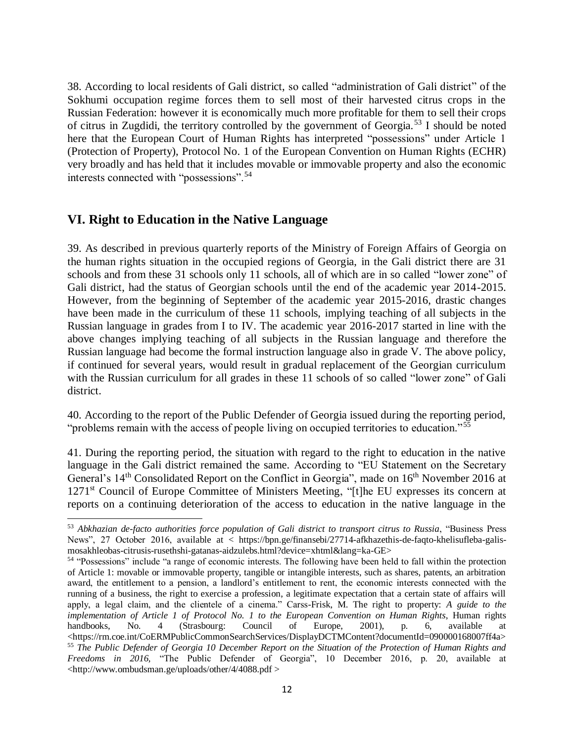38. According to local residents of Gali district, so called "administration of Gali district" of the Sokhumi occupation regime forces them to sell most of their harvested citrus crops in the Russian Federation: however it is economically much more profitable for them to sell their crops of citrus in Zugdidi, the territory controlled by the government of Georgia.[53] I should be noted here that the European Court of Human Rights has interpreted "possessions" under Article 1 (Protection of Property), Protocol No. 1 of the European Convention on Human Rights (ECHR) very broadly and has held that it includes movable or immovable property and also the economic interests connected with "possessions".[54]

## VI. Right to Education in the Native Language

39. As described in previous quarterly reports of the Ministry of Foreign Affairs of Georgia on the human rights situation in the occupied regions of Georgia, in the Gali district there are 31 schools and from these 31 schools only 11 schools, all of which are in so called "lower zone" of Gali district, had the status of Georgian schools until the end of the academic year 2014-2015. However, from the beginning of September of the academic year 2015-2016, drastic changes have been made in the curriculum of these 11 schools, implying teaching of all subjects in the Russian language in grades from I to IV. The academic year 2016-2017 started in line with the above changes implying teaching of all subjects in the Russian language and therefore the Russian language had become the formal instruction language also in grade V. The above policy, if continued for several years, would result in gradual replacement of the Georgian curriculum with the Russian curriculum for all grades in these 11 schools of so called "lower zone" of Gali district.

40. According to the report of the Public Defender of Georgia issued during the reporting period, "problems remain with the access of people living on occupied territories to education."[55]

41. During the reporting period, the situation with regard to the right to education in the native language in the Gali district remained the same. According to "EU Statement on the Secretary General's 14th Consolidated Report on the Conflict in Georgia", made on 16th November 2016 at 1271st Council of Europe Committee of Ministers Meeting, "[t]he EU expresses its concern at reports on a continuing deterioration of the access to education in the native language in the

---

[53] *Abkhazian de-facto authorities force population of Gali district to transport citrus to Russia*, "Business Press News", 27 October 2016, available at < https://bpn.ge/finansebi/27714-afkhazethis-de-faqto-khelisufleba-galis-mosakhleobas-citrusis-rusethshi-gatanas-aidzulebs.html?device=xhtml&lang=ka-GE>

[54] "Possessions" include "a range of economic interests. The following have been held to fall within the protection of Article 1: movable or immovable property, tangible or intangible interests, such as shares, patents, an arbitration award, the entitlement to a pension, a landlord's entitlement to rent, the economic interests connected with the running of a business, the right to exercise a profession, a legitimate expectation that a certain state of affairs will apply, a legal claim, and the clientele of a cinema." Carss-Frisk, M. The right to property: *A guide to the implementation of Article 1 of Protocol No. 1 to the European Convention on Human Rights*, Human rights handbooks, No. 4 (Strasbourg: Council of Europe, 2001), p. 6, available at <https://rm.coe.int/CoERMPublicCommonSearchServices/DisplayDCTMContent?documentId=090000168007ff4a>

[55] *The Public Defender of Georgia 10 December Report on the Situation of the Protection of Human Rights and Freedoms in 2016*, "The Public Defender of Georgia", 10 December 2016, p. 20, available at <http://www.ombudsman.ge/uploads/other/4/4088.pdf >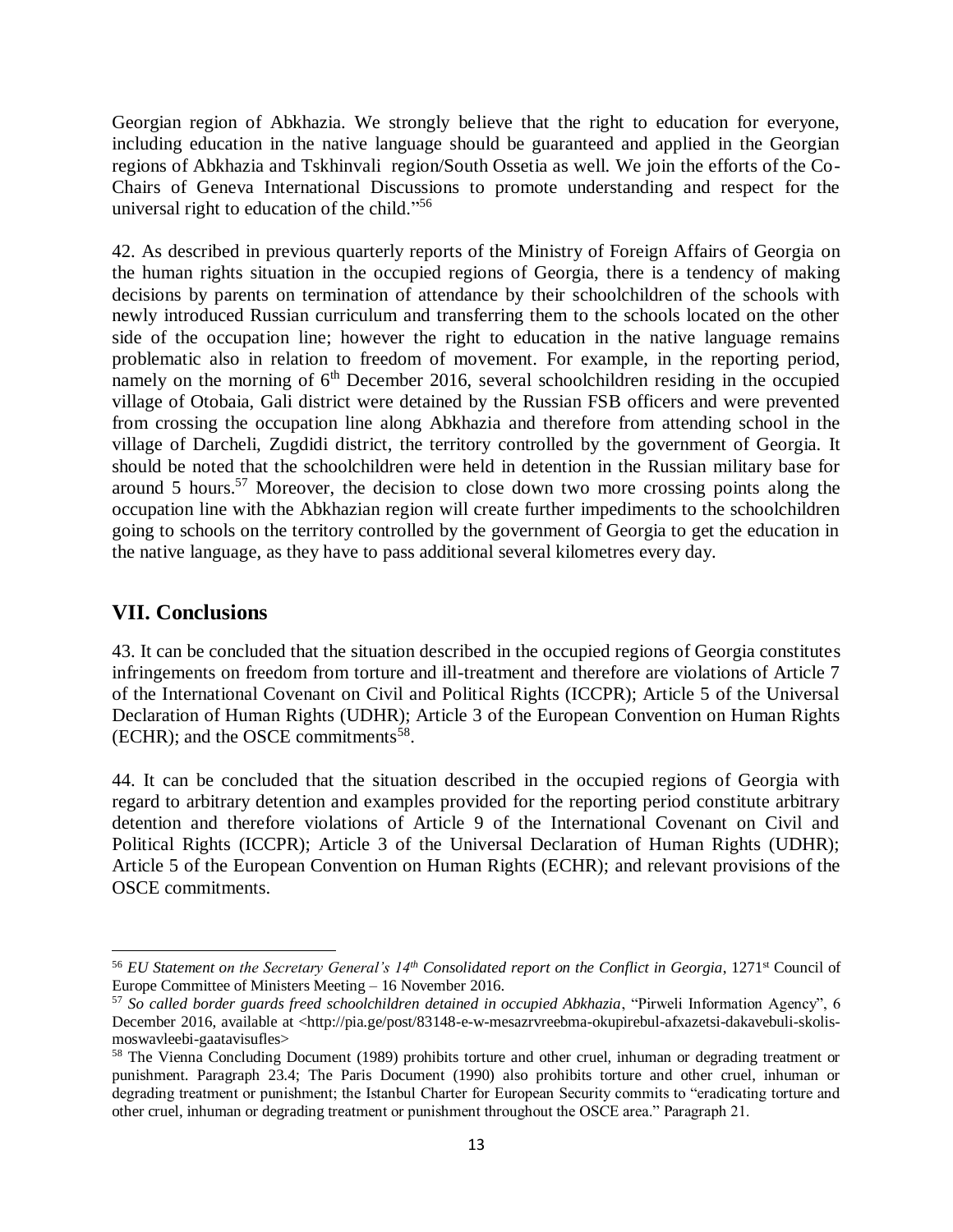Georgian region of Abkhazia. We strongly believe that the right to education for everyone, including education in the native language should be guaranteed and applied in the Georgian regions of Abkhazia and Tskhinvali region/South Ossetia as well. We join the efforts of the Co-Chairs of Geneva International Discussions to promote understanding and respect for the universal right to education of the child."[56]

42. As described in previous quarterly reports of the Ministry of Foreign Affairs of Georgia on the human rights situation in the occupied regions of Georgia, there is a tendency of making decisions by parents on termination of attendance by their schoolchildren of the schools with newly introduced Russian curriculum and transferring them to the schools located on the other side of the occupation line; however the right to education in the native language remains problematic also in relation to freedom of movement. For example, in the reporting period, namely on the morning of 6th December 2016, several schoolchildren residing in the occupied village of Otobaia, Gali district were detained by the Russian FSB officers and were prevented from crossing the occupation line along Abkhazia and therefore from attending school in the village of Darcheli, Zugdidi district, the territory controlled by the government of Georgia. It should be noted that the schoolchildren were held in detention in the Russian military base for around 5 hours.[57] Moreover, the decision to close down two more crossing points along the occupation line with the Abkhazian region will create further impediments to the schoolchildren going to schools on the territory controlled by the government of Georgia to get the education in the native language, as they have to pass additional several kilometres every day.

## VII. Conclusions

43. It can be concluded that the situation described in the occupied regions of Georgia constitutes infringements on freedom from torture and ill-treatment and therefore are violations of Article 7 of the International Covenant on Civil and Political Rights (ICCPR); Article 5 of the Universal Declaration of Human Rights (UDHR); Article 3 of the European Convention on Human Rights (ECHR); and the OSCE commitments[58].

44. It can be concluded that the situation described in the occupied regions of Georgia with regard to arbitrary detention and examples provided for the reporting period constitute arbitrary detention and therefore violations of Article 9 of the International Covenant on Civil and Political Rights (ICCPR); Article 3 of the Universal Declaration of Human Rights (UDHR); Article 5 of the European Convention on Human Rights (ECHR); and relevant provisions of the OSCE commitments.

---

[56] *EU Statement on the Secretary General's 14th Consolidated report on the Conflict in Georgia*, 1271st Council of Europe Committee of Ministers Meeting – 16 November 2016.

[57] *So called border guards freed schoolchildren detained in occupied Abkhazia*, "Pirweli Information Agency", 6 December 2016, available at <http://pia.ge/post/83148-e-w-mesazrvreebma-okupirebul-afxazetsi-dakavebuli-skolis-moswavleebi-gaatavisufles>

[58] The Vienna Concluding Document (1989) prohibits torture and other cruel, inhuman or degrading treatment or punishment. Paragraph 23.4; The Paris Document (1990) also prohibits torture and other cruel, inhuman or degrading treatment or punishment; the Istanbul Charter for European Security commits to "eradicating torture and other cruel, inhuman or degrading treatment or punishment throughout the OSCE area." Paragraph 21.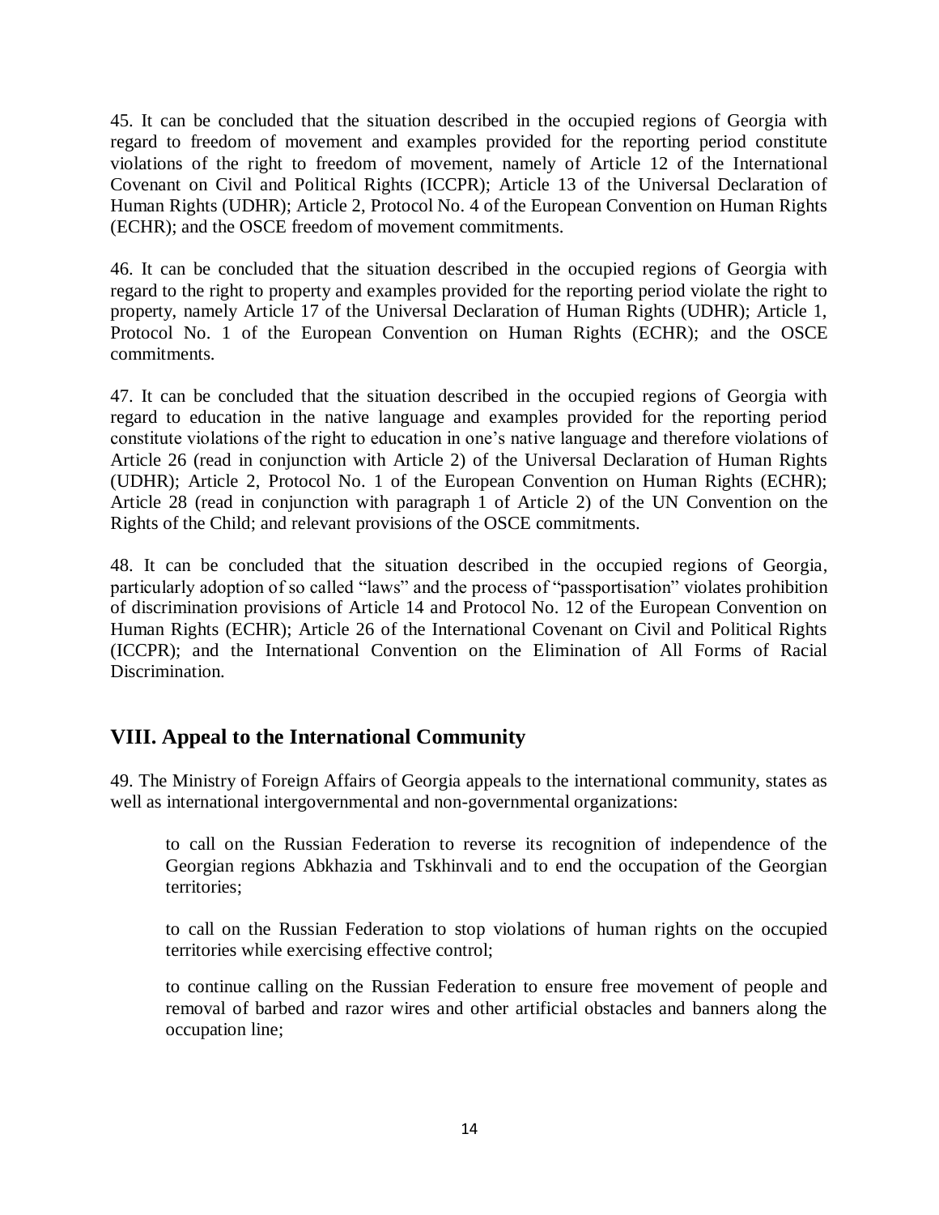45. It can be concluded that the situation described in the occupied regions of Georgia with regard to freedom of movement and examples provided for the reporting period constitute violations of the right to freedom of movement, namely of Article 12 of the International Covenant on Civil and Political Rights (ICCPR); Article 13 of the Universal Declaration of Human Rights (UDHR); Article 2, Protocol No. 4 of the European Convention on Human Rights (ECHR); and the OSCE freedom of movement commitments.

46. It can be concluded that the situation described in the occupied regions of Georgia with regard to the right to property and examples provided for the reporting period violate the right to property, namely Article 17 of the Universal Declaration of Human Rights (UDHR); Article 1, Protocol No. 1 of the European Convention on Human Rights (ECHR); and the OSCE commitments.

47. It can be concluded that the situation described in the occupied regions of Georgia with regard to education in the native language and examples provided for the reporting period constitute violations of the right to education in one's native language and therefore violations of Article 26 (read in conjunction with Article 2) of the Universal Declaration of Human Rights (UDHR); Article 2, Protocol No. 1 of the European Convention on Human Rights (ECHR); Article 28 (read in conjunction with paragraph 1 of Article 2) of the UN Convention on the Rights of the Child; and relevant provisions of the OSCE commitments.

48. It can be concluded that the situation described in the occupied regions of Georgia, particularly adoption of so called "laws" and the process of "passportisation" violates prohibition of discrimination provisions of Article 14 and Protocol No. 12 of the European Convention on Human Rights (ECHR); Article 26 of the International Covenant on Civil and Political Rights (ICCPR); and the International Convention on the Elimination of All Forms of Racial Discrimination.

## VIII. Appeal to the International Community

49. The Ministry of Foreign Affairs of Georgia appeals to the international community, states as well as international intergovernmental and non-governmental organizations:

to call on the Russian Federation to reverse its recognition of independence of the Georgian regions Abkhazia and Tskhinvali and to end the occupation of the Georgian territories;

to call on the Russian Federation to stop violations of human rights on the occupied territories while exercising effective control;

to continue calling on the Russian Federation to ensure free movement of people and removal of barbed and razor wires and other artificial obstacles and banners along the occupation line;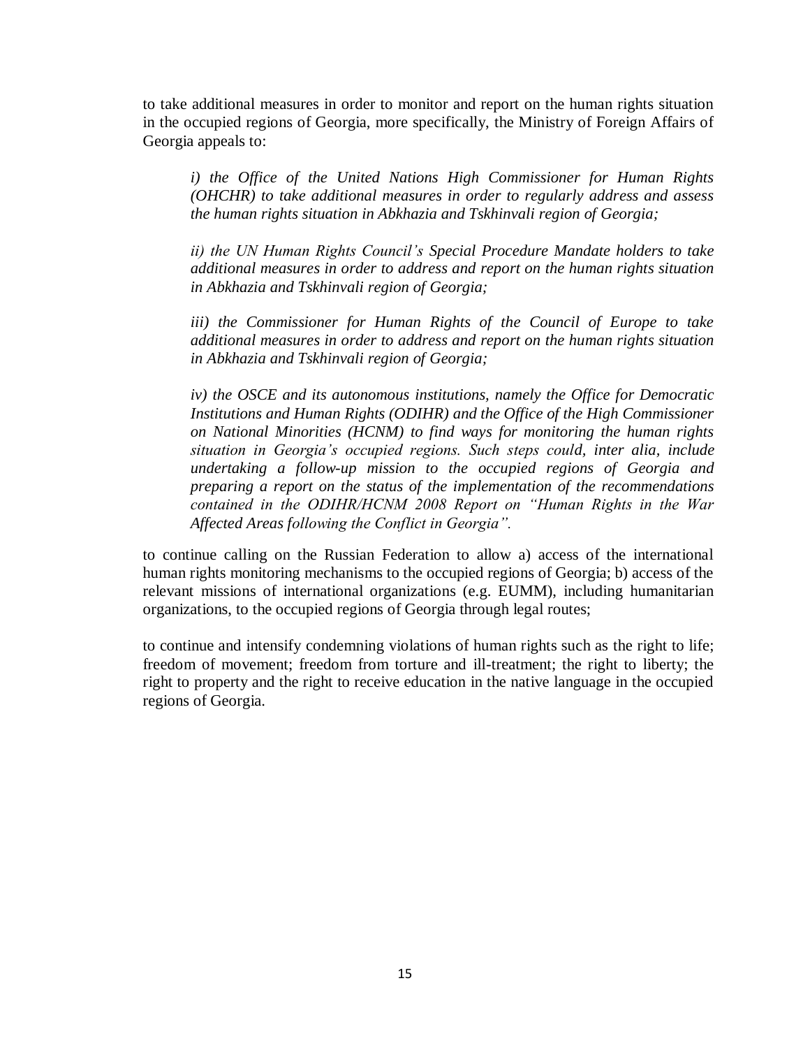to take additional measures in order to monitor and report on the human rights situation in the occupied regions of Georgia, more specifically, the Ministry of Foreign Affairs of Georgia appeals to:

> *i) the Office of the United Nations High Commissioner for Human Rights (OHCHR) to take additional measures in order to regularly address and assess the human rights situation in Abkhazia and Tskhinvali region of Georgia;*
>
> *ii) the UN Human Rights Council's Special Procedure Mandate holders to take additional measures in order to address and report on the human rights situation in Abkhazia and Tskhinvali region of Georgia;*
>
> *iii) the Commissioner for Human Rights of the Council of Europe to take additional measures in order to address and report on the human rights situation in Abkhazia and Tskhinvali region of Georgia;*
>
> *iv) the OSCE and its autonomous institutions, namely the Office for Democratic Institutions and Human Rights (ODIHR) and the Office of the High Commissioner on National Minorities (HCNM) to find ways for monitoring the human rights situation in Georgia's occupied regions. Such steps could, inter alia, include undertaking a follow-up mission to the occupied regions of Georgia and preparing a report on the status of the implementation of the recommendations contained in the ODIHR/HCNM 2008 Report on "Human Rights in the War Affected Areas following the Conflict in Georgia".*

to continue calling on the Russian Federation to allow a) access of the international human rights monitoring mechanisms to the occupied regions of Georgia; b) access of the relevant missions of international organizations (e.g. EUMM), including humanitarian organizations, to the occupied regions of Georgia through legal routes;

to continue and intensify condemning violations of human rights such as the right to life; freedom of movement; freedom from torture and ill-treatment; the right to liberty; the right to property and the right to receive education in the native language in the occupied regions of Georgia.